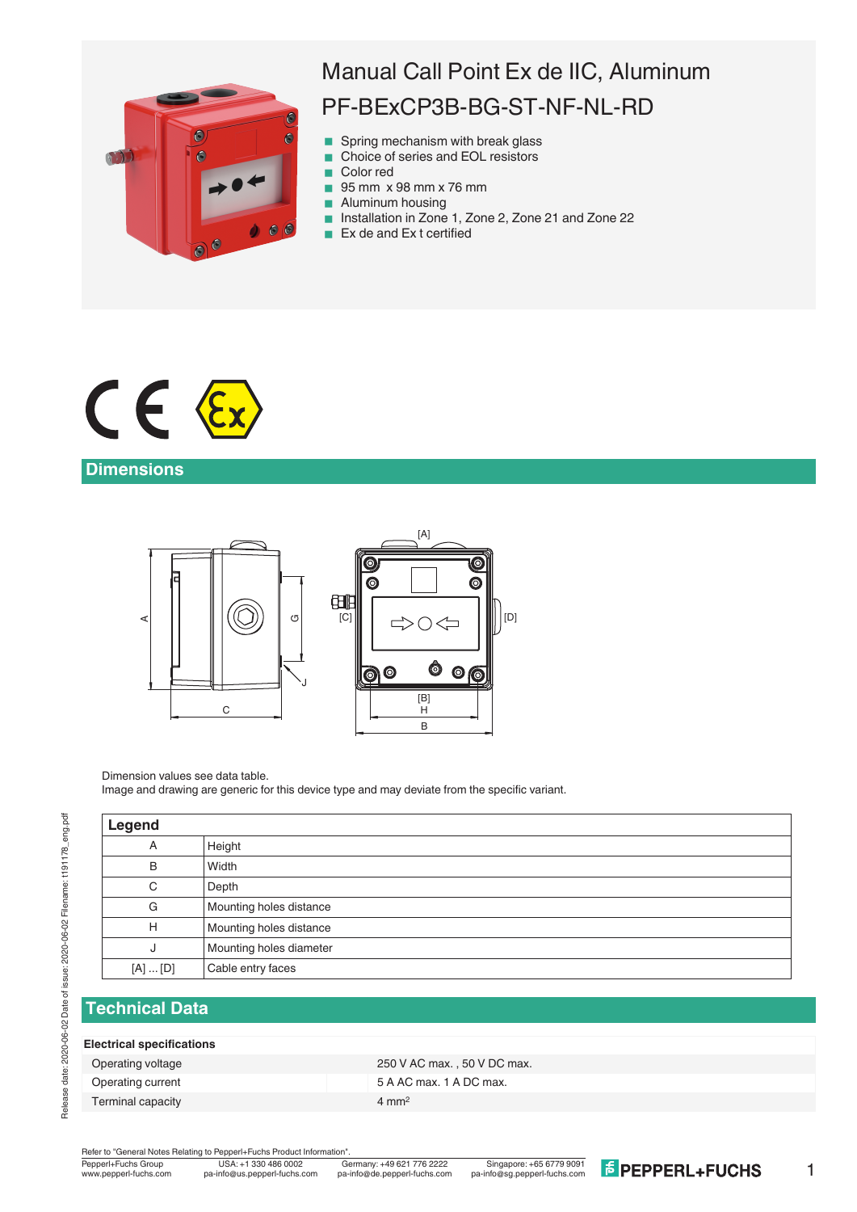# Manual Call Point Ex de IIC, Aluminum

## PF-BExCP3B-BG-ST-NF-NL-RD

- Spring mechanism with break glass
- Choice of series and EOL resistors
- Color red
- 95 mm x 98 mm x 76 mm
- Aluminum housing
- Installation in Zone 1, Zone 2, Zone 21 and Zone 22
- Ex de and Ex t certified

## Dimensions

Dimension values see data table.
Image and drawing are generic for this device type and may deviate from the specific variant.

| Legend | |
|---|---|
| A | Height |
| B | Width |
| C | Depth |
| G | Mounting holes distance |
| H | Mounting holes distance |
| J | Mounting holes diameter |
| [A] ... [D] | Cable entry faces |

## Technical Data

| **Electrical specifications** | |
|---|---|
| Operating voltage | 250 V AC max. , 50 V DC max. |
| Operating current | 5 A AC max. 1 A DC max. |
| Terminal capacity | 4 mm² |

Refer to "General Notes Relating to Pepperl+Fuchs Product Information".

Pepperl+Fuchs Group www.pepperl-fuchs.com | USA: +1 330 486 0002 pa-info@us.pepperl-fuchs.com | Germany: +49 621 776 2222 pa-info@de.pepperl-fuchs.com | Singapore: +65 6779 9091 pa-info@sg.pepperl-fuchs.com

Release date: 2020-06-02 Date of issue: 2020-06-02 Filename: t191178_eng.pdf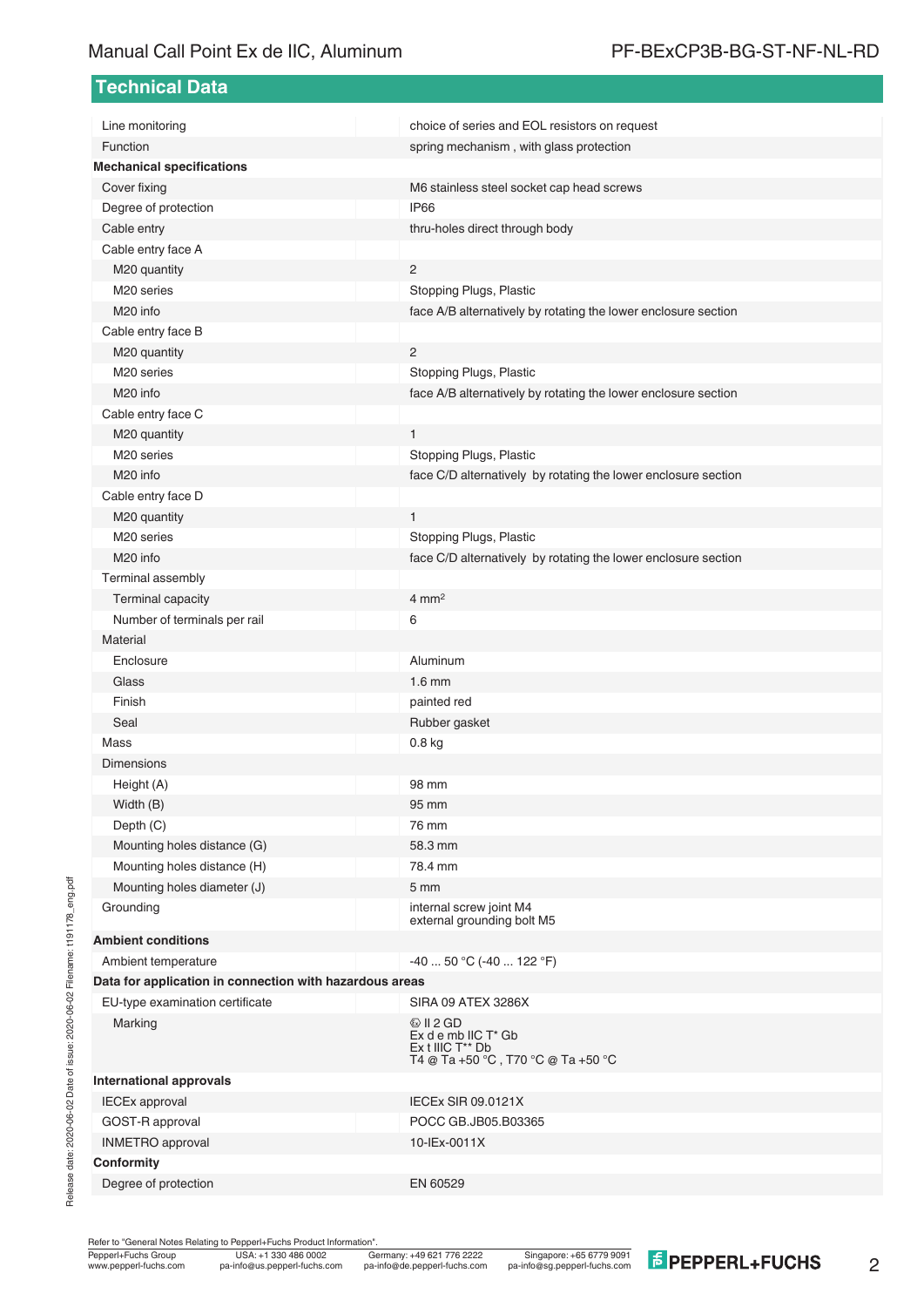## Technical Data

| | |
|---|---|
| Line monitoring | choice of series and EOL resistors on request |
| Function | spring mechanism , with glass protection |
| **Mechanical specifications** | |
| Cover fixing | M6 stainless steel socket cap head screws |
| Degree of protection | IP66 |
| Cable entry | thru-holes direct through body |
| Cable entry face A | |
| M20 quantity | 2 |
| M20 series | Stopping Plugs, Plastic |
| M20 info | face A/B alternatively by rotating the lower enclosure section |
| Cable entry face B | |
| M20 quantity | 2 |
| M20 series | Stopping Plugs, Plastic |
| M20 info | face A/B alternatively by rotating the lower enclosure section |
| Cable entry face C | |
| M20 quantity | 1 |
| M20 series | Stopping Plugs, Plastic |
| M20 info | face C/D alternatively by rotating the lower enclosure section |
| Cable entry face D | |
| M20 quantity | 1 |
| M20 series | Stopping Plugs, Plastic |
| M20 info | face C/D alternatively by rotating the lower enclosure section |
| Terminal assembly | |
| Terminal capacity | 4 $mm^2$ |
| Number of terminals per rail | 6 |
| Material | |
| Enclosure | Aluminum |
| Glass | 1.6 mm |
| Finish | painted red |
| Seal | Rubber gasket |
| Mass | 0.8 kg |
| Dimensions | |
| Height (A) | 98 mm |
| Width (B) | 95 mm |
| Depth (C) | 76 mm |
| Mounting holes distance (G) | 58.3 mm |
| Mounting holes distance (H) | 78.4 mm |
| Mounting holes diameter (J) | 5 mm |
| Grounding | internal screw joint M4<br>external grounding bolt M5 |
| **Ambient conditions** | |
| Ambient temperature | -40 ... 50 °C (-40 ... 122 °F) |
| **Data for application in connection with hazardous areas** | |
| EU-type examination certificate | SIRA 09 ATEX 3286X |
| Marking | ⓔ II 2 GD<br>Ex d e mb IIC T* Gb<br>Ex t IIIC T** Db<br>T4 @ Ta +50 °C , T70 °C @ Ta +50 °C |
| **International approvals** | |
| IECEx approval | IECEx SIR 09.0121X |
| GOST-R approval | POCC GB.JB05.B03365 |
| INMETRO approval | 10-IEx-0011X |
| **Conformity** | |
| Degree of protection | EN 60529 |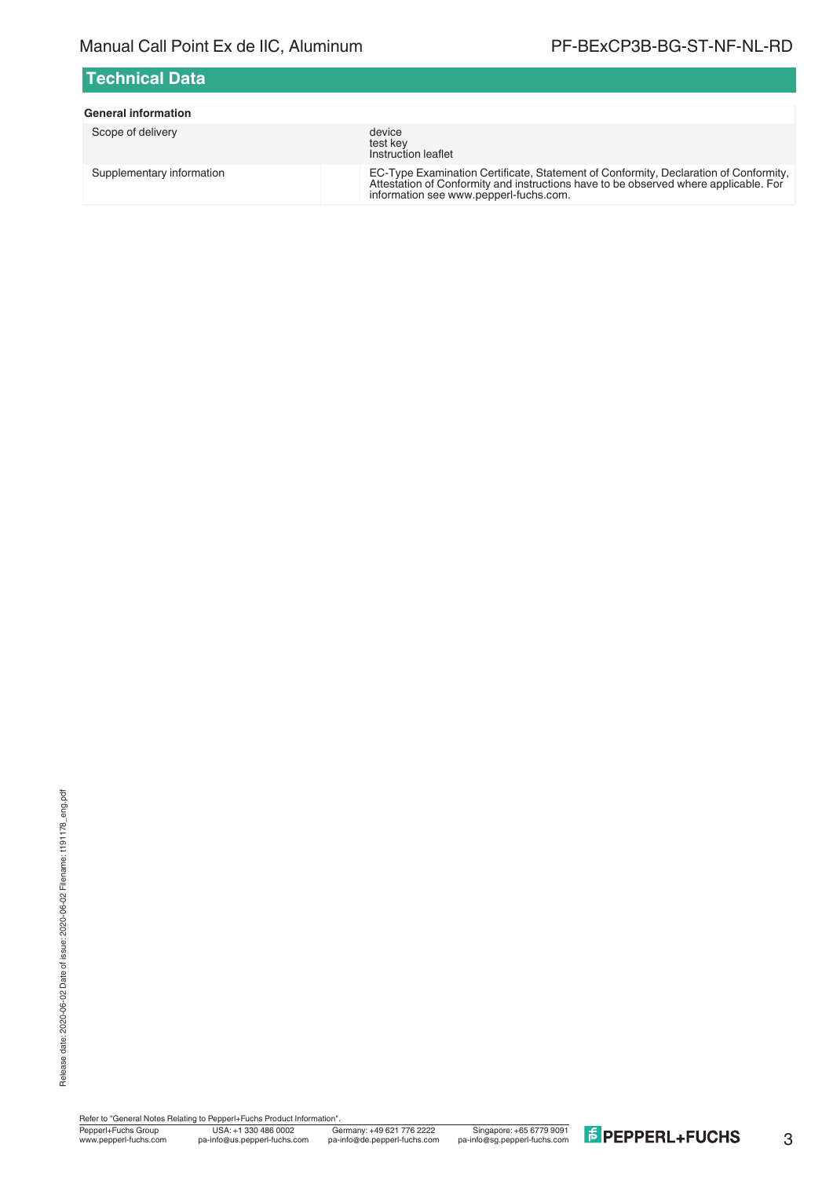## Technical Data

| General information | |
|---|---|
| Scope of delivery | device<br>test key<br>Instruction leaflet |
| Supplementary information | EC-Type Examination Certificate, Statement of Conformity, Declaration of Conformity, Attestation of Conformity and instructions have to be observed where applicable. For information see www.pepperl-fuchs.com. |